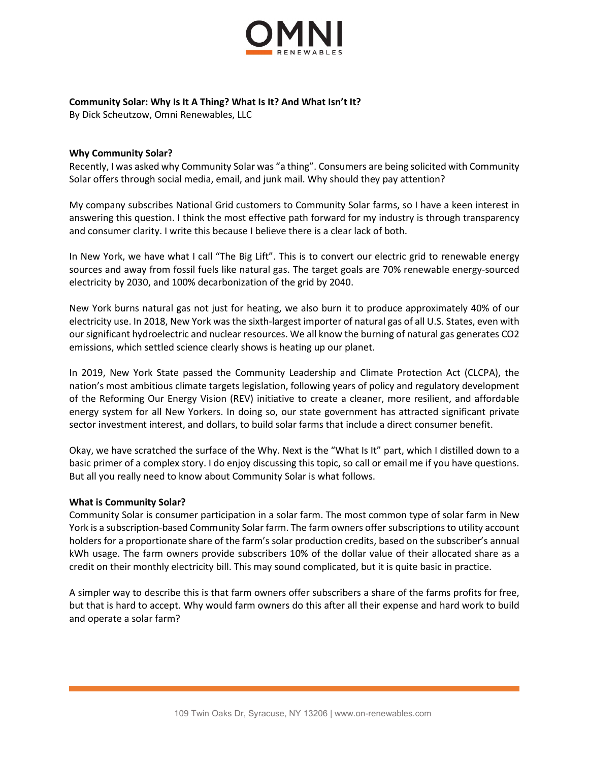**Community Solar: Why Is It A Thing? What Is It? And What Isn't It?**

By Dick Scheutzow, Omni Renewables, LLC

**Why Community Solar?**

Recently, I was asked why Community Solar was "a thing". Consumers are being solicited with Community Solar offers through social media, email, and junk mail. Why should they pay attention?

My company subscribes National Grid customers to Community Solar farms, so I have a keen interest in answering this question. I think the most effective path forward for my industry is through transparency and consumer clarity. I write this because I believe there is a clear lack of both.

In New York, we have what I call "The Big Lift". This is to convert our electric grid to renewable energy sources and away from fossil fuels like natural gas. The target goals are 70% renewable energy-sourced electricity by 2030, and 100% decarbonization of the grid by 2040.

New York burns natural gas not just for heating, we also burn it to produce approximately 40% of our electricity use. In 2018, New York was the sixth-largest importer of natural gas of all U.S. States, even with our significant hydroelectric and nuclear resources. We all know the burning of natural gas generates CO2 emissions, which settled science clearly shows is heating up our planet.

In 2019, New York State passed the Community Leadership and Climate Protection Act (CLCPA), the nation's most ambitious climate targets legislation, following years of policy and regulatory development of the Reforming Our Energy Vision (REV) initiative to create a cleaner, more resilient, and affordable energy system for all New Yorkers. In doing so, our state government has attracted significant private sector investment interest, and dollars, to build solar farms that include a direct consumer benefit.

Okay, we have scratched the surface of the Why. Next is the "What Is It" part, which I distilled down to a basic primer of a complex story. I do enjoy discussing this topic, so call or email me if you have questions. But all you really need to know about Community Solar is what follows.

**What is Community Solar?**

Community Solar is consumer participation in a solar farm. The most common type of solar farm in New York is a subscription-based Community Solar farm. The farm owners offer subscriptions to utility account holders for a proportionate share of the farm's solar production credits, based on the subscriber's annual kWh usage. The farm owners provide subscribers 10% of the dollar value of their allocated share as a credit on their monthly electricity bill. This may sound complicated, but it is quite basic in practice.

A simpler way to describe this is that farm owners offer subscribers a share of the farms profits for free, but that is hard to accept. Why would farm owners do this after all their expense and hard work to build and operate a solar farm?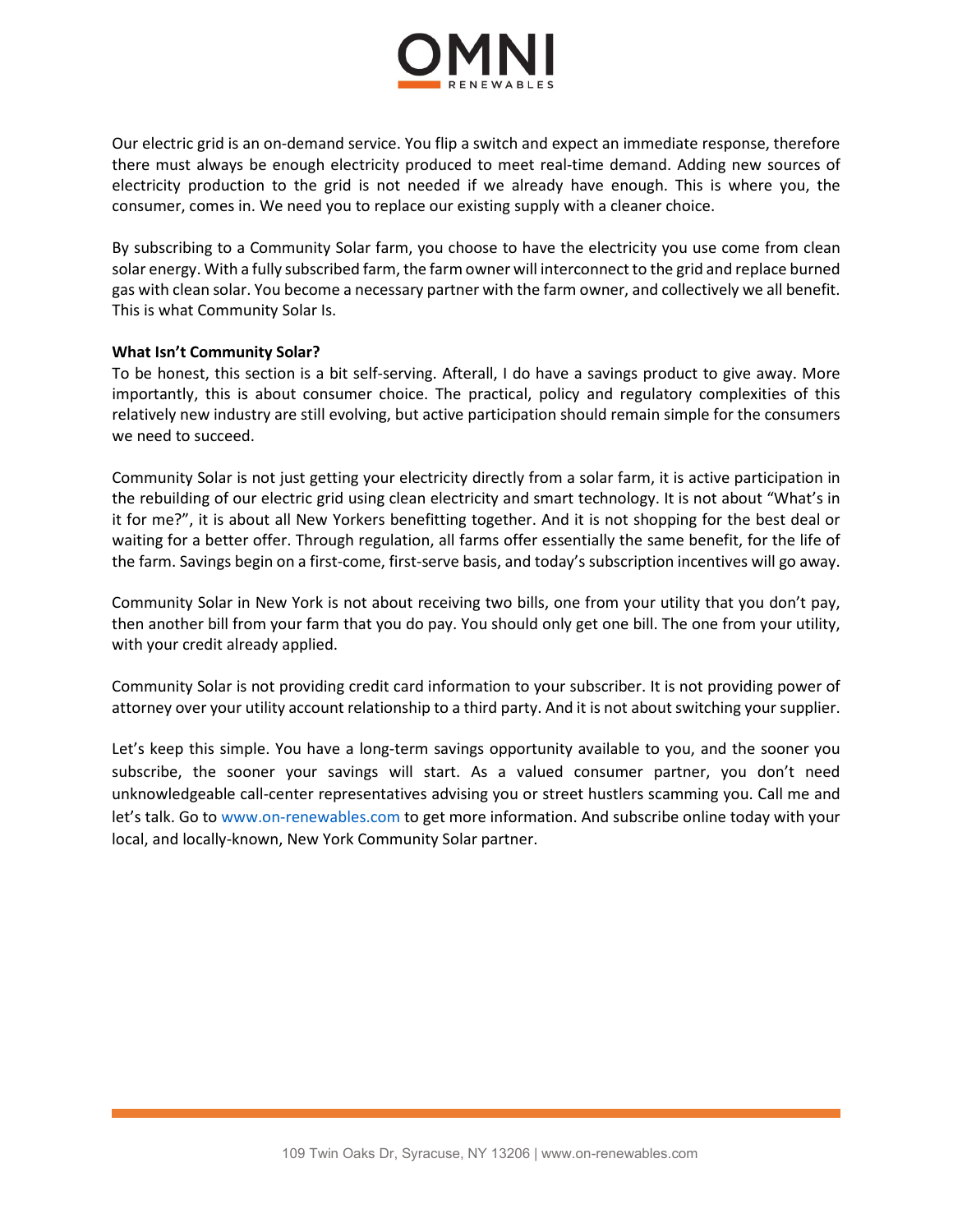Our electric grid is an on-demand service. You flip a switch and expect an immediate response, therefore there must always be enough electricity produced to meet real-time demand. Adding new sources of electricity production to the grid is not needed if we already have enough. This is where you, the consumer, comes in. We need you to replace our existing supply with a cleaner choice.

By subscribing to a Community Solar farm, you choose to have the electricity you use come from clean solar energy. With a fully subscribed farm, the farm owner will interconnect to the grid and replace burned gas with clean solar. You become a necessary partner with the farm owner, and collectively we all benefit. This is what Community Solar Is.

**What Isn't Community Solar?**

To be honest, this section is a bit self-serving. Afterall, I do have a savings product to give away. More importantly, this is about consumer choice. The practical, policy and regulatory complexities of this relatively new industry are still evolving, but active participation should remain simple for the consumers we need to succeed.

Community Solar is not just getting your electricity directly from a solar farm, it is active participation in the rebuilding of our electric grid using clean electricity and smart technology. It is not about "What's in it for me?", it is about all New Yorkers benefitting together. And it is not shopping for the best deal or waiting for a better offer. Through regulation, all farms offer essentially the same benefit, for the life of the farm. Savings begin on a first-come, first-serve basis, and today's subscription incentives will go away.

Community Solar in New York is not about receiving two bills, one from your utility that you don't pay, then another bill from your farm that you do pay. You should only get one bill. The one from your utility, with your credit already applied.

Community Solar is not providing credit card information to your subscriber. It is not providing power of attorney over your utility account relationship to a third party. And it is not about switching your supplier.

Let's keep this simple. You have a long-term savings opportunity available to you, and the sooner you subscribe, the sooner your savings will start. As a valued consumer partner, you don't need unknowledgeable call-center representatives advising you or street hustlers scamming you. Call me and let's talk. Go to www.on-renewables.com to get more information. And subscribe online today with your local, and locally-known, New York Community Solar partner.